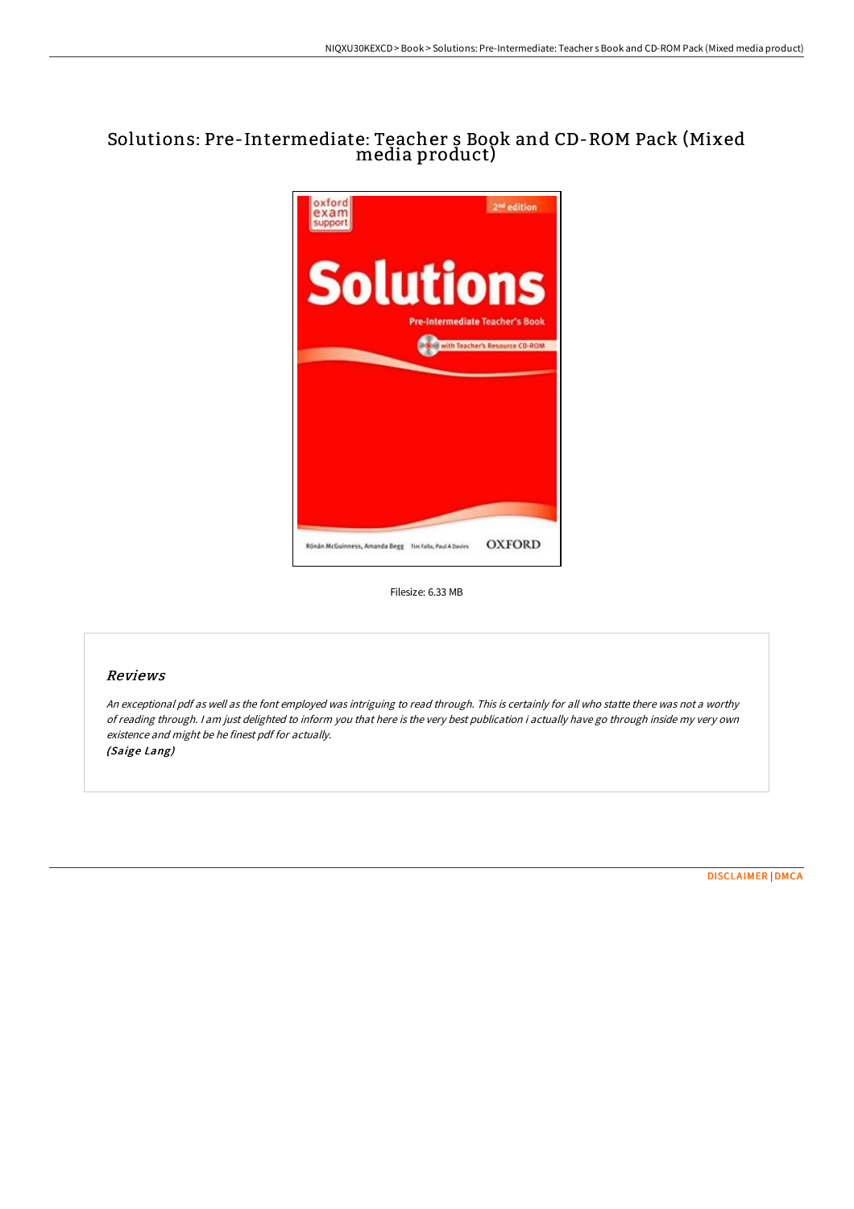# Solutions: Pre-Intermediate: Teacher s Book and CD-ROM Pack (Mixed media product)

Filesize: 6.33 MB

## Reviews

*An exceptional pdf as well as the font employed was intriguing to read through. This is certainly for all who statte there was not a worthy of reading through. I am just delighted to inform you that here is the very best publication i actually have go through inside my very own existence and might be he finest pdf for actually.*

*(Saige Lang)*

DISCLAIMER | DMCA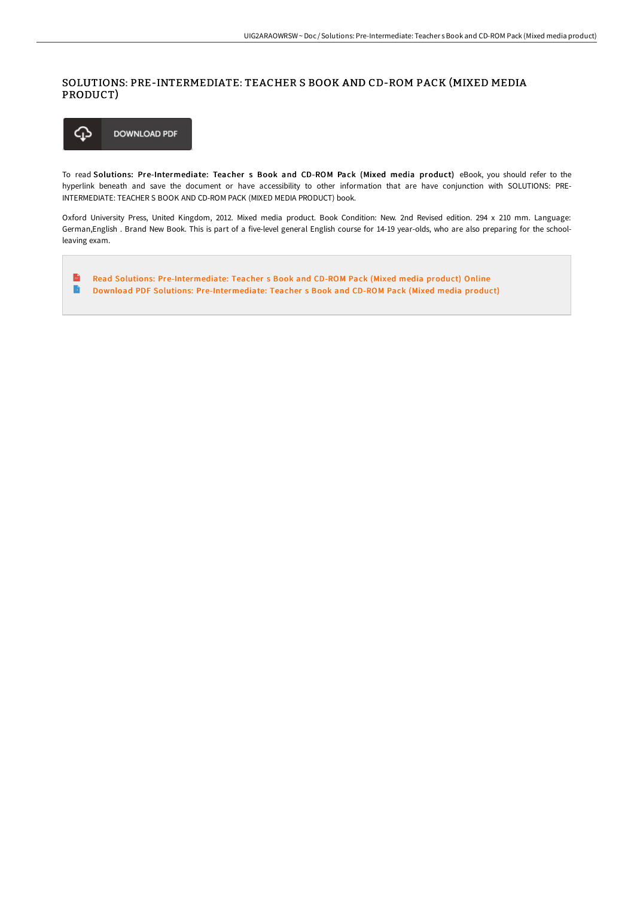# SOLUTIONS: PRE-INTERMEDIATE: TEACHER S BOOK AND CD-ROM PACK (MIXED MEDIA PRODUCT)

DOWNLOAD PDF

To read **Solutions: Pre-Intermediate: Teacher s Book and CD-ROM Pack (Mixed media product)** eBook, you should refer to the hyperlink beneath and save the document or have accessibility to other information that are have conjunction with SOLUTIONS: PRE-INTERMEDIATE: TEACHER S BOOK AND CD-ROM PACK (MIXED MEDIA PRODUCT) book.

Oxford University Press, United Kingdom, 2012. Mixed media product. Book Condition: New. 2nd Revised edition. 294 x 210 mm. Language: German,English . Brand New Book. This is part of a five-level general English course for 14-19 year-olds, who are also preparing for the school-leaving exam.

- Read Solutions: Pre-Intermediate: Teacher s Book and CD-ROM Pack (Mixed media product) Online
- Download PDF Solutions: Pre-Intermediate: Teacher s Book and CD-ROM Pack (Mixed media product)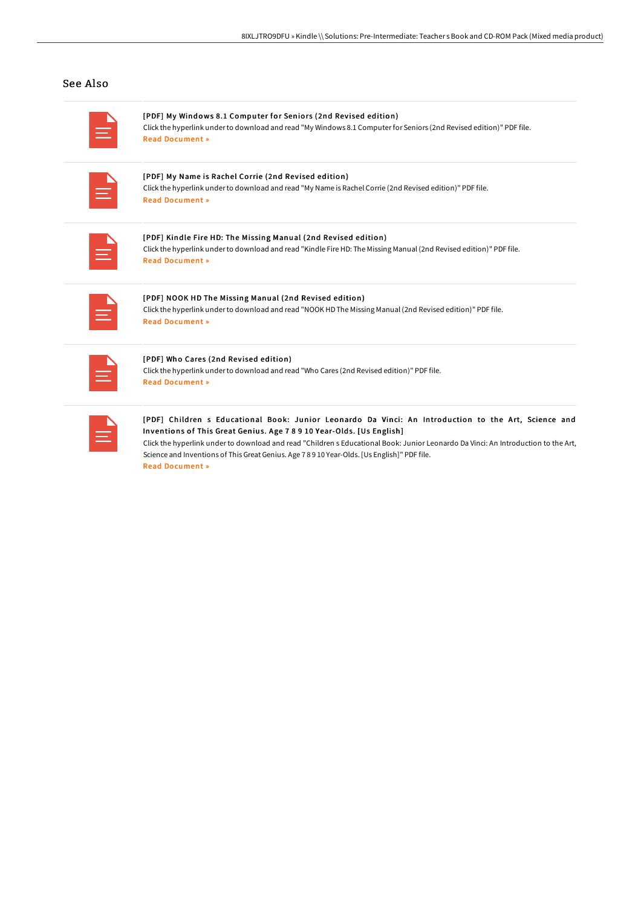## See Also

**[PDF] My Windows 8.1 Computer for Seniors (2nd Revised edition)**

Click the hyperlink under to download and read "My Windows 8.1 Computer for Seniors (2nd Revised edition)" PDF file.

Read Document »

**[PDF] My Name is Rachel Corrie (2nd Revised edition)**

Click the hyperlink under to download and read "My Name is Rachel Corrie (2nd Revised edition)" PDF file.

Read Document »

**[PDF] Kindle Fire HD: The Missing Manual (2nd Revised edition)**

Click the hyperlink under to download and read "Kindle Fire HD: The Missing Manual (2nd Revised edition)" PDF file.

Read Document »

**[PDF] NOOK HD The Missing Manual (2nd Revised edition)**

Click the hyperlink under to download and read "NOOK HD The Missing Manual (2nd Revised edition)" PDF file.

Read Document »

**[PDF] Who Cares (2nd Revised edition)**

Click the hyperlink under to download and read "Who Cares (2nd Revised edition)" PDF file.

Read Document »

**[PDF] Children s Educational Book: Junior Leonardo Da Vinci: An Introduction to the Art, Science and Inventions of This Great Genius. Age 7 8 9 10 Year-Olds. [Us English]**

Click the hyperlink under to download and read "Children s Educational Book: Junior Leonardo Da Vinci: An Introduction to the Art, Science and Inventions of This Great Genius. Age 7 8 9 10 Year-Olds. [Us English]" PDF file.

Read Document »